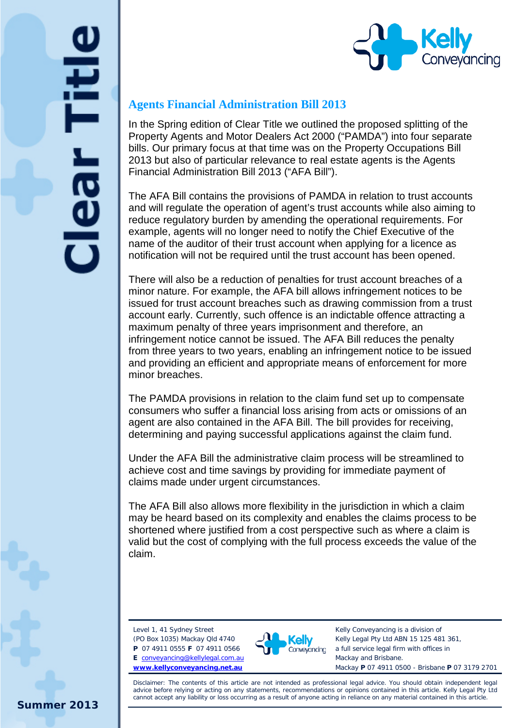# Clear Title

## Agents Financial Administration Bill 2013

In the Spring edition of Clear Title we outlined the proposed splitting of the Property Agents and Motor Dealers Act 2000 ("PAMDA") into four separate bills. Our primary focus at that time was on the Property Occupations Bill 2013 but also of particular relevance to real estate agents is the Agents Financial Administration Bill 2013 ("AFA Bill").

The AFA Bill contains the provisions of PAMDA in relation to trust accounts and will regulate the operation of agent's trust accounts while also aiming to reduce regulatory burden by amending the operational requirements. For example, agents will no longer need to notify the Chief Executive of the name of the auditor of their trust account when applying for a licence as notification will not be required until the trust account has been opened.

There will also be a reduction of penalties for trust account breaches of a minor nature. For example, the AFA bill allows infringement notices to be issued for trust account breaches such as drawing commission from a trust account early. Currently, such offence is an indictable offence attracting a maximum penalty of three years imprisonment and therefore, an infringement notice cannot be issued. The AFA Bill reduces the penalty from three years to two years, enabling an infringement notice to be issued and providing an efficient and appropriate means of enforcement for more minor breaches.

The PAMDA provisions in relation to the claim fund set up to compensate consumers who suffer a financial loss arising from acts or omissions of an agent are also contained in the AFA Bill. The bill provides for receiving, determining and paying successful applications against the claim fund.

Under the AFA Bill the administrative claim process will be streamlined to achieve cost and time savings by providing for immediate payment of claims made under urgent circumstances.

The AFA Bill also allows more flexibility in the jurisdiction in which a claim may be heard based on its complexity and enables the claims process to be shortened where justified from a cost perspective such as where a claim is valid but the cost of complying with the full process exceeds the value of the claim.

**Summer 2013**

Level 1, 41 Sydney Street
(PO Box 1035) Mackay Qld 4740
**P** 07 4911 0555 **F** 07 4911 0566
**E** conveyancing@kellylegal.com.au
**www.kellyconveyancing.net.au**

Kelly Conveyancing is a division of Kelly Legal Pty Ltd ABN 15 125 481 361, a full service legal firm with offices in Mackay and Brisbane.
Mackay **P** 07 4911 0500 - Brisbane **P** 07 3179 2701

Disclaimer: The contents of this article are not intended as professional legal advice. You should obtain independent legal advice before relying or acting on any statements, recommendations or opinions contained in this article. Kelly Legal Pty Ltd cannot accept any liability or loss occurring as a result of anyone acting in reliance on any material contained in this article.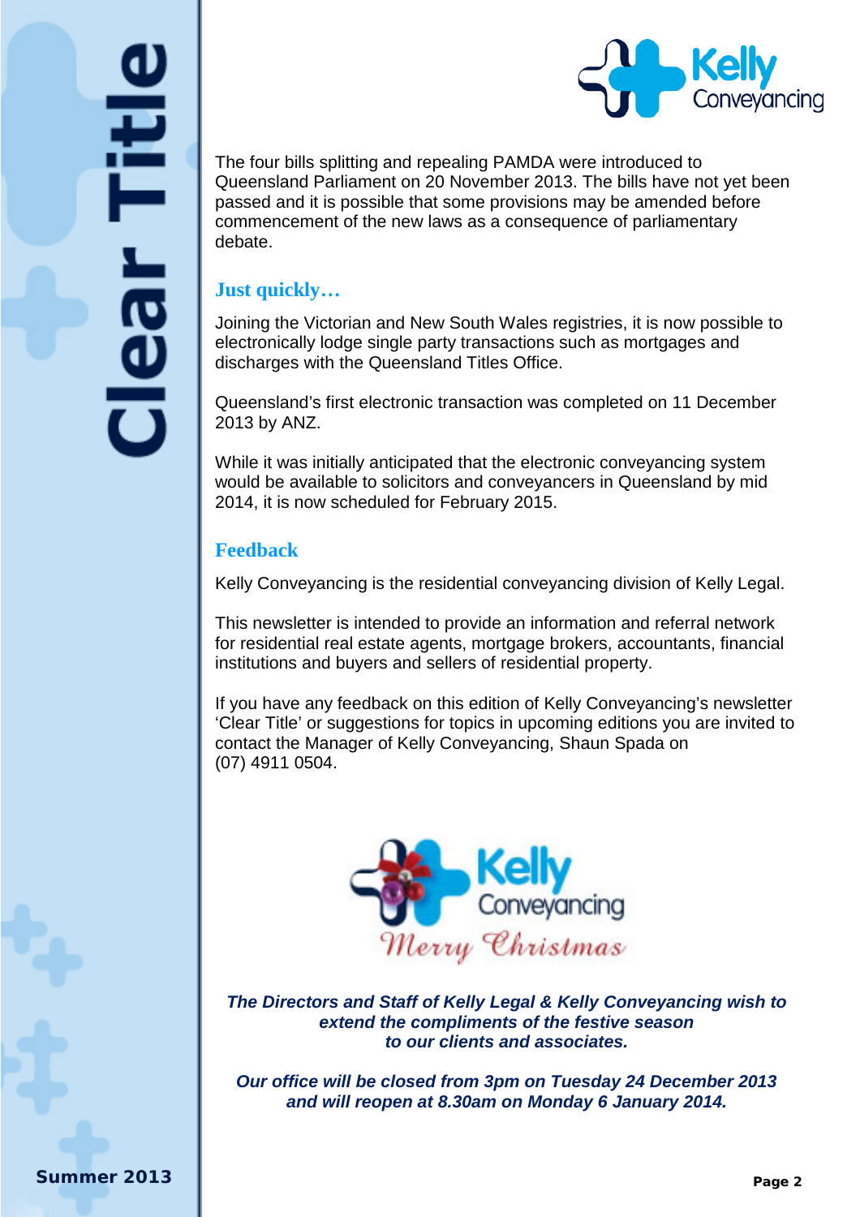The four bills splitting and repealing PAMDA were introduced to Queensland Parliament on 20 November 2013. The bills have not yet been passed and it is possible that some provisions may be amended before commencement of the new laws as a consequence of parliamentary debate.

## Just quickly…

Joining the Victorian and New South Wales registries, it is now possible to electronically lodge single party transactions such as mortgages and discharges with the Queensland Titles Office.

Queensland's first electronic transaction was completed on 11 December 2013 by ANZ.

While it was initially anticipated that the electronic conveyancing system would be available to solicitors and conveyancers in Queensland by mid 2014, it is now scheduled for February 2015.

## Feedback

Kelly Conveyancing is the residential conveyancing division of Kelly Legal.

This newsletter is intended to provide an information and referral network for residential real estate agents, mortgage brokers, accountants, financial institutions and buyers and sellers of residential property.

If you have any feedback on this edition of Kelly Conveyancing's newsletter 'Clear Title' or suggestions for topics in upcoming editions you are invited to contact the Manager of Kelly Conveyancing, Shaun Spada on (07) 4911 0504.

Merry Christmas

***The Directors and Staff of Kelly Legal & Kelly Conveyancing wish to extend the compliments of the festive season to our clients and associates.***

***Our office will be closed from 3pm on Tuesday 24 December 2013 and will reopen at 8.30am on Monday 6 January 2014.***